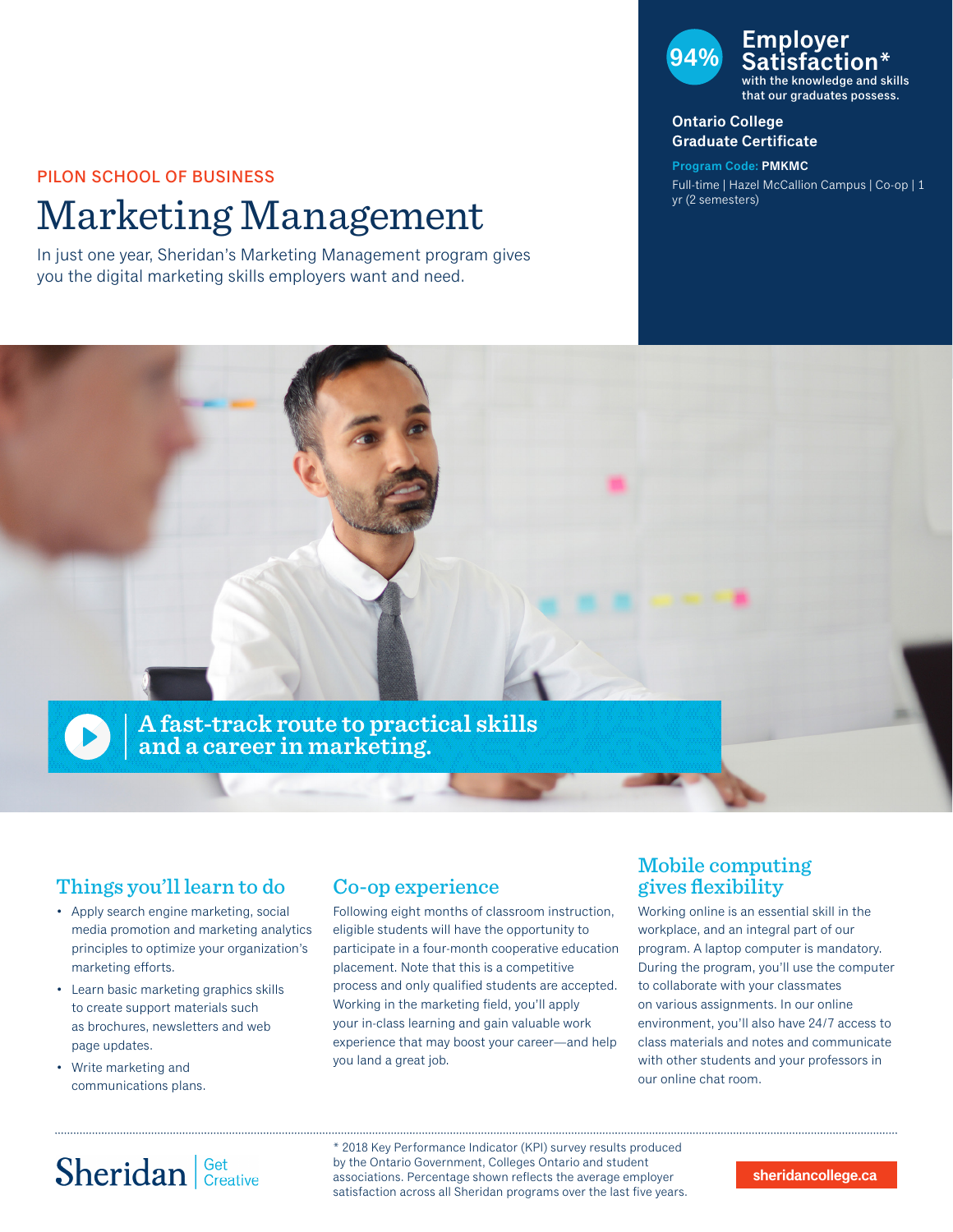PILON SCHOOL OF BUSINESS

# Marketing Management

In just one year, Sheridan's Marketing Management program gives you the digital marketing skills employers want and need.

**94% Employer Satisfaction***
with the knowledge and skills that our graduates possess.

**Ontario College Graduate Certificate**

**Program Code: PMKMC**

Full-time | Hazel McCallion Campus | Co-op | 1 yr (2 semesters)

**A fast-track route to practical skills and a career in marketing.**

## Things you'll learn to do

- Apply search engine marketing, social media promotion and marketing analytics principles to optimize your organization's marketing efforts.
- Learn basic marketing graphics skills to create support materials such as brochures, newsletters and web page updates.
- Write marketing and communications plans.

## Co-op experience

Following eight months of classroom instruction, eligible students will have the opportunity to participate in a four-month cooperative education placement. Note that this is a competitive process and only qualified students are accepted. Working in the marketing field, you'll apply your in-class learning and gain valuable work experience that may boost your career—and help you land a great job.

## Mobile computing gives flexibility

Working online is an essential skill in the workplace, and an integral part of our program. A laptop computer is mandatory. During the program, you'll use the computer to collaborate with your classmates on various assignments. In our online environment, you'll also have 24/7 access to class materials and notes and communicate with other students and your professors in our online chat room.

Sheridan | Get Creative

* 2018 Key Performance Indicator (KPI) survey results produced by the Ontario Government, Colleges Ontario and student associations. Percentage shown reflects the average employer satisfaction across all Sheridan programs over the last five years.

sheridancollege.ca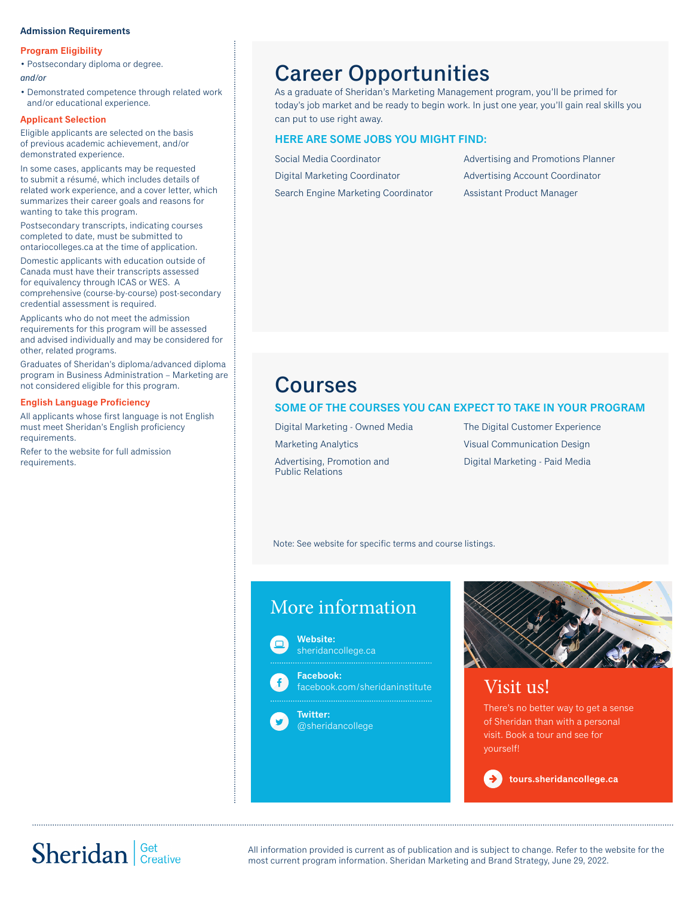## Admission Requirements

### Program Eligibility

- Postsecondary diploma or degree.

*and/or*

- Demonstrated competence through related work and/or educational experience.

### Applicant Selection

Eligible applicants are selected on the basis of previous academic achievement, and/or demonstrated experience.

In some cases, applicants may be requested to submit a résumé, which includes details of related work experience, and a cover letter, which summarizes their career goals and reasons for wanting to take this program.

Postsecondary transcripts, indicating courses completed to date, must be submitted to ontariocolleges.ca at the time of application.

Domestic applicants with education outside of Canada must have their transcripts assessed for equivalency through ICAS or WES. A comprehensive (course-by-course) post-secondary credential assessment is required.

Applicants who do not meet the admission requirements for this program will be assessed and advised individually and may be considered for other, related programs.

Graduates of Sheridan's diploma/advanced diploma program in Business Administration – Marketing are not considered eligible for this program.

### English Language Proficiency

All applicants whose first language is not English must meet Sheridan's English proficiency requirements.

Refer to the website for full admission requirements.

# Career Opportunities

As a graduate of Sheridan's Marketing Management program, you'll be primed for today's job market and be ready to begin work. In just one year, you'll gain real skills you can put to use right away.

### HERE ARE SOME JOBS YOU MIGHT FIND:

- Social Media Coordinator
- Digital Marketing Coordinator
- Search Engine Marketing Coordinator
- Advertising and Promotions Planner
- Advertising Account Coordinator
- Assistant Product Manager

# Courses

### SOME OF THE COURSES YOU CAN EXPECT TO TAKE IN YOUR PROGRAM

- Digital Marketing - Owned Media
- Marketing Analytics
- Advertising, Promotion and Public Relations
- The Digital Customer Experience
- Visual Communication Design
- Digital Marketing - Paid Media

Note: See website for specific terms and course listings.

## More information

**Website:**
sheridancollege.ca

**Facebook:**
facebook.com/sheridaninstitute

**Twitter:**
@sheridancollege

## Visit us!

There's no better way to get a sense of Sheridan than with a personal visit. Book a tour and see for yourself!

**tours.sheridancollege.ca**

Sheridan | Get Creative

All information provided is current as of publication and is subject to change. Refer to the website for the most current program information. Sheridan Marketing and Brand Strategy, June 29, 2022.